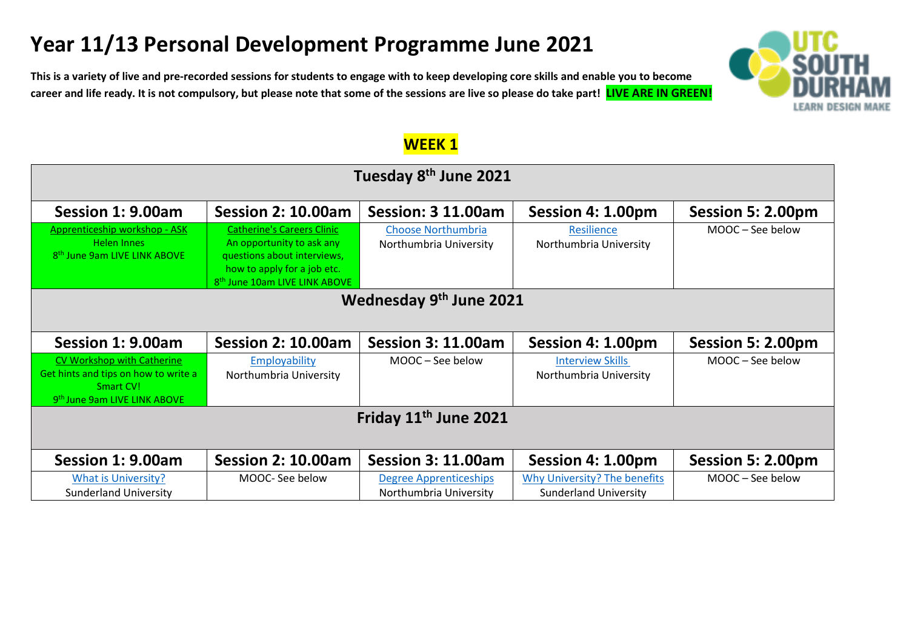# Year 11/13 Personal Development Programme June 2021

**This is a variety of live and pre-recorded sessions for students to engage with to keep developing core skills and enable you to become career and life ready. It is not compulsory, but please note that some of the sessions are live so please do take part! LIVE ARE IN GREEN!**

## WEEK 1

| Tuesday 8th June 2021 | | | | |
|---|---|---|---|---|
| **Session 1: 9.00am** | **Session 2: 10.00am** | **Session: 3 11.00am** | **Session 4: 1.00pm** | **Session 5: 2.00pm** |
| Apprenticeship workshop - ASK Helen Innes 8th June 9am LIVE LINK ABOVE | Catherine's Careers Clinic An opportunity to ask any questions about interviews, how to apply for a job etc. 8th June 10am LIVE LINK ABOVE | Choose Northumbria Northumbria University | Resilience Northumbria University | MOOC – See below |
| **Wednesday 9th June 2021** | | | | |
| **Session 1: 9.00am** | **Session 2: 10.00am** | **Session 3: 11.00am** | **Session 4: 1.00pm** | **Session 5: 2.00pm** |
| CV Workshop with Catherine Get hints and tips on how to write a Smart CV! 9th June 9am LIVE LINK ABOVE | Employability Northumbria University | MOOC – See below | Interview Skills Northumbria University | MOOC – See below |
| **Friday 11th June 2021** | | | | |
| **Session 1: 9.00am** | **Session 2: 10.00am** | **Session 3: 11.00am** | **Session 4: 1.00pm** | **Session 5: 2.00pm** |
| What is University? Sunderland University | MOOC- See below | Degree Apprenticeships Northumbria University | Why University? The benefits Sunderland University | MOOC – See below |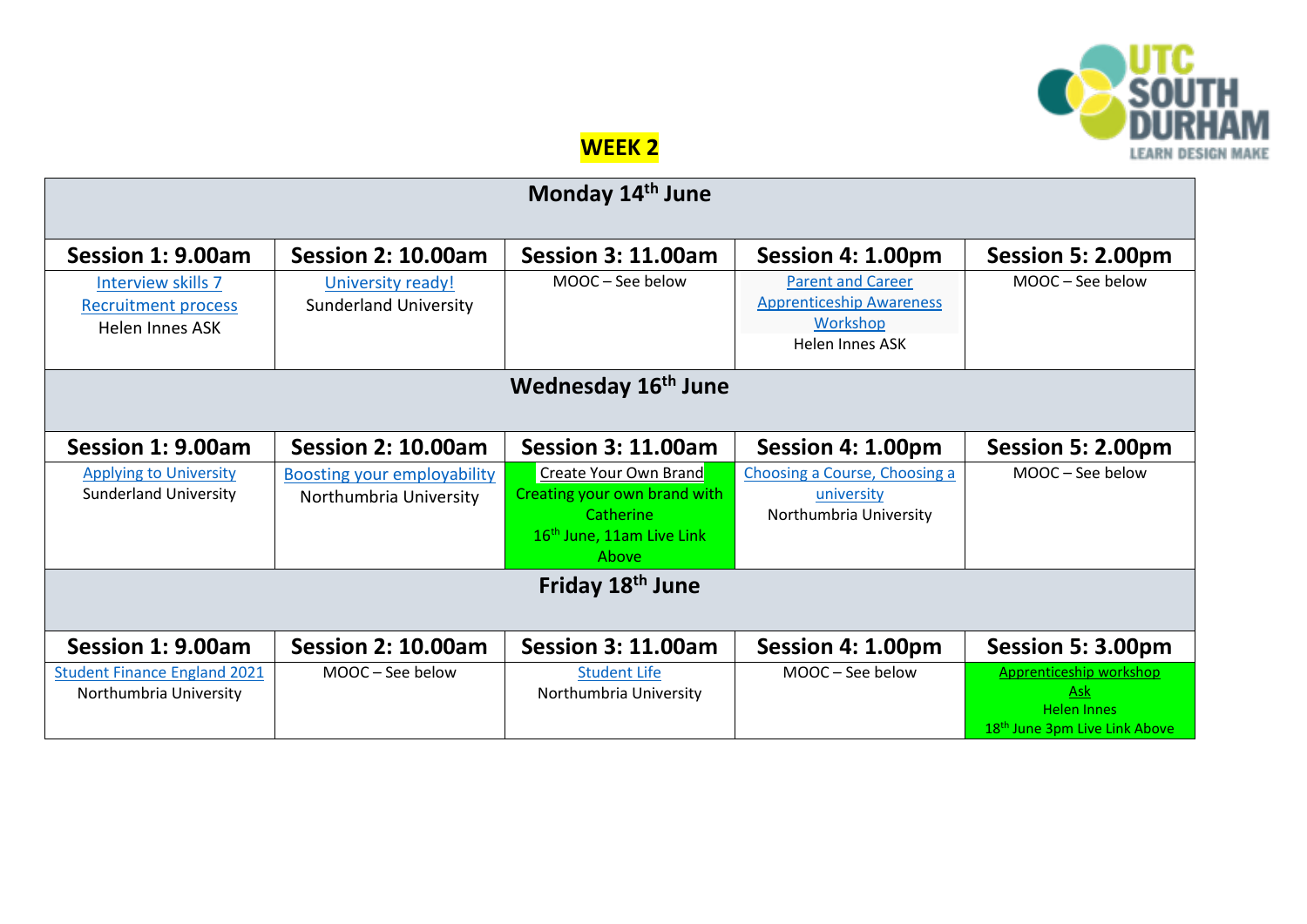## WEEK 2

| Monday 14th June | | | | |
|---|---|---|---|---|
| **Session 1: 9.00am** | **Session 2: 10.00am** | **Session 3: 11.00am** | **Session 4: 1.00pm** | **Session 5: 2.00pm** |
| Interview skills 7 Recruitment process<br>Helen Innes ASK | University ready!<br>Sunderland University | MOOC – See below | Parent and Career Apprenticeship Awareness Workshop<br>Helen Innes ASK | MOOC – See below |
| **Wednesday 16th June** | | | | |
| **Session 1: 9.00am** | **Session 2: 10.00am** | **Session 3: 11.00am** | **Session 4: 1.00pm** | **Session 5: 2.00pm** |
| Applying to University<br>Sunderland University | Boosting your employability<br>Northumbria University | Create Your Own Brand<br>Creating your own brand with Catherine<br>16th June, 11am Live Link Above | Choosing a Course, Choosing a university<br>Northumbria University | MOOC – See below |
| **Friday 18th June** | | | | |
| **Session 1: 9.00am** | **Session 2: 10.00am** | **Session 3: 11.00am** | **Session 4: 1.00pm** | **Session 5: 3.00pm** |
| Student Finance England 2021<br>Northumbria University | MOOC – See below | Student Life<br>Northumbria University | MOOC – See below | Apprenticeship workshop Ask<br>Helen Innes<br>18th June 3pm Live Link Above |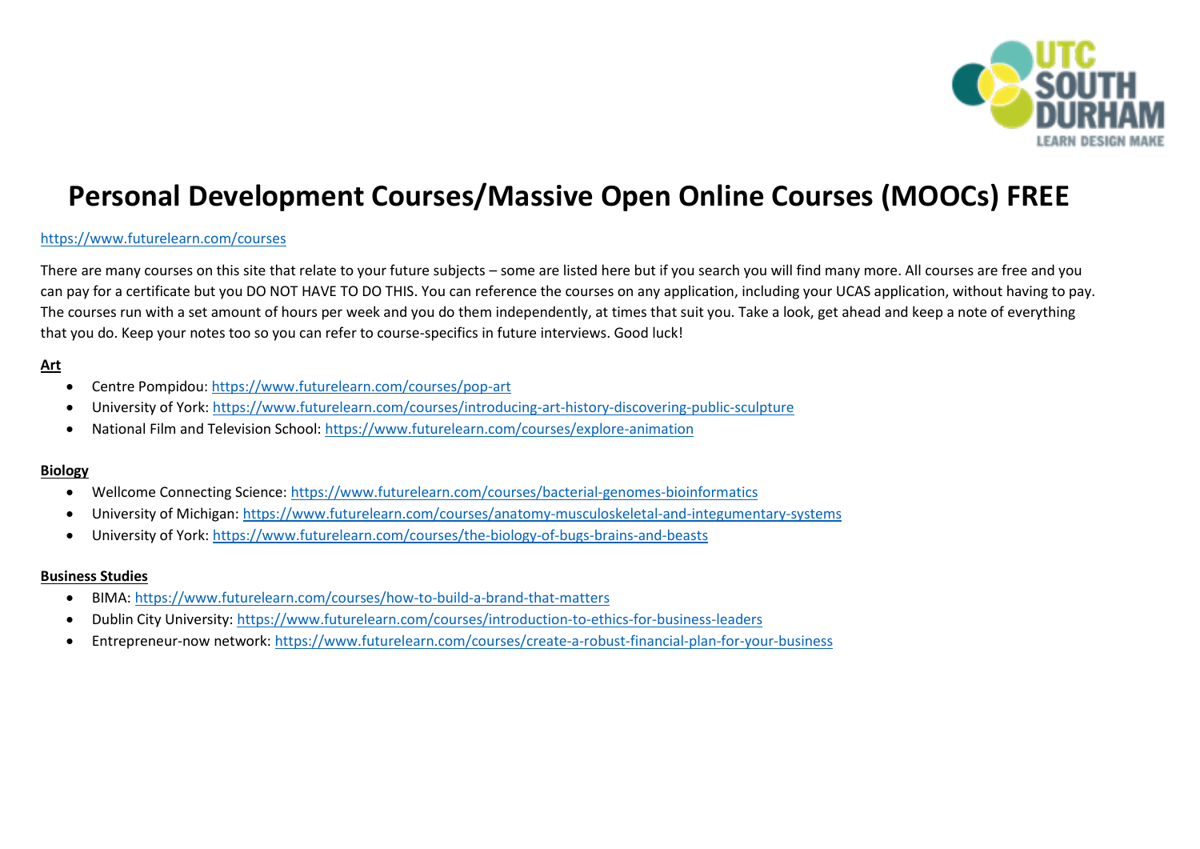# Personal Development Courses/Massive Open Online Courses (MOOCs) FREE

https://www.futurelearn.com/courses

There are many courses on this site that relate to your future subjects – some are listed here but if you search you will find many more. All courses are free and you can pay for a certificate but you DO NOT HAVE TO DO THIS. You can reference the courses on any application, including your UCAS application, without having to pay. The courses run with a set amount of hours per week and you do them independently, at times that suit you. Take a look, get ahead and keep a note of everything that you do. Keep your notes too so you can refer to course-specifics in future interviews. Good luck!

**Art**

- Centre Pompidou: https://www.futurelearn.com/courses/pop-art
- University of York: https://www.futurelearn.com/courses/introducing-art-history-discovering-public-sculpture
- National Film and Television School: https://www.futurelearn.com/courses/explore-animation

**Biology**

- Wellcome Connecting Science: https://www.futurelearn.com/courses/bacterial-genomes-bioinformatics
- University of Michigan: https://www.futurelearn.com/courses/anatomy-musculoskeletal-and-integumentary-systems
- University of York: https://www.futurelearn.com/courses/the-biology-of-bugs-brains-and-beasts

**Business Studies**

- BIMA: https://www.futurelearn.com/courses/how-to-build-a-brand-that-matters
- Dublin City University: https://www.futurelearn.com/courses/introduction-to-ethics-for-business-leaders
- Entrepreneur-now network: https://www.futurelearn.com/courses/create-a-robust-financial-plan-for-your-business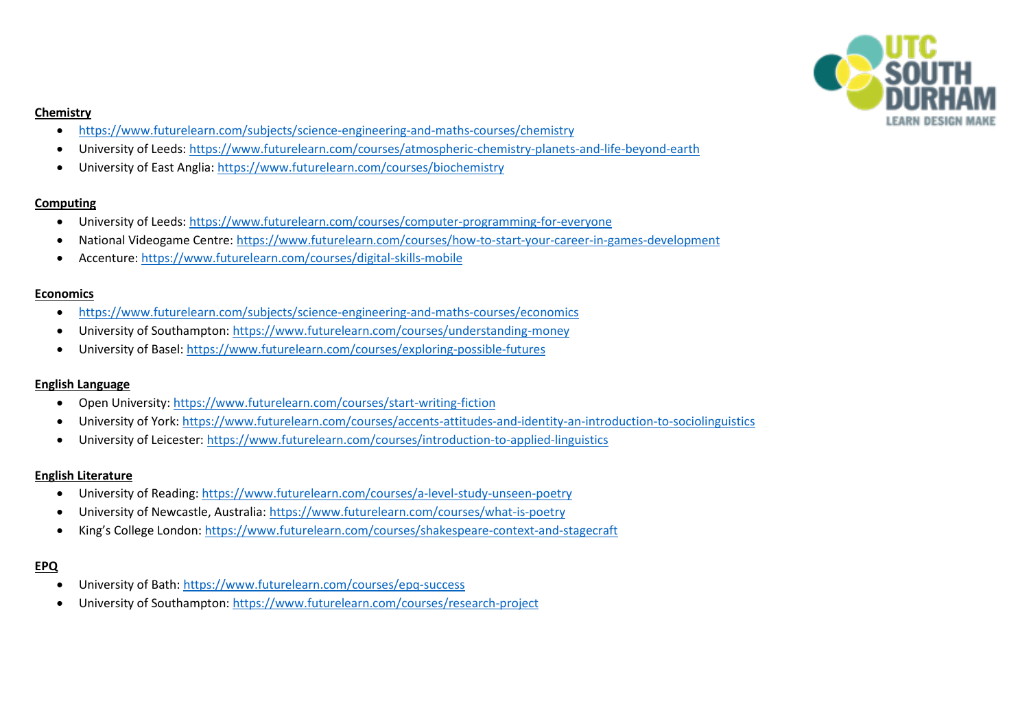**Chemistry**

- https://www.futurelearn.com/subjects/science-engineering-and-maths-courses/chemistry
- University of Leeds: https://www.futurelearn.com/courses/atmospheric-chemistry-planets-and-life-beyond-earth
- University of East Anglia: https://www.futurelearn.com/courses/biochemistry

**Computing**

- University of Leeds: https://www.futurelearn.com/courses/computer-programming-for-everyone
- National Videogame Centre: https://www.futurelearn.com/courses/how-to-start-your-career-in-games-development
- Accenture: https://www.futurelearn.com/courses/digital-skills-mobile

**Economics**

- https://www.futurelearn.com/subjects/science-engineering-and-maths-courses/economics
- University of Southampton: https://www.futurelearn.com/courses/understanding-money
- University of Basel: https://www.futurelearn.com/courses/exploring-possible-futures

**English Language**

- Open University: https://www.futurelearn.com/courses/start-writing-fiction
- University of York: https://www.futurelearn.com/courses/accents-attitudes-and-identity-an-introduction-to-sociolinguistics
- University of Leicester: https://www.futurelearn.com/courses/introduction-to-applied-linguistics

**English Literature**

- University of Reading: https://www.futurelearn.com/courses/a-level-study-unseen-poetry
- University of Newcastle, Australia: https://www.futurelearn.com/courses/what-is-poetry
- King's College London: https://www.futurelearn.com/courses/shakespeare-context-and-stagecraft

**EPQ**

- University of Bath: https://www.futurelearn.com/courses/epq-success
- University of Southampton: https://www.futurelearn.com/courses/research-project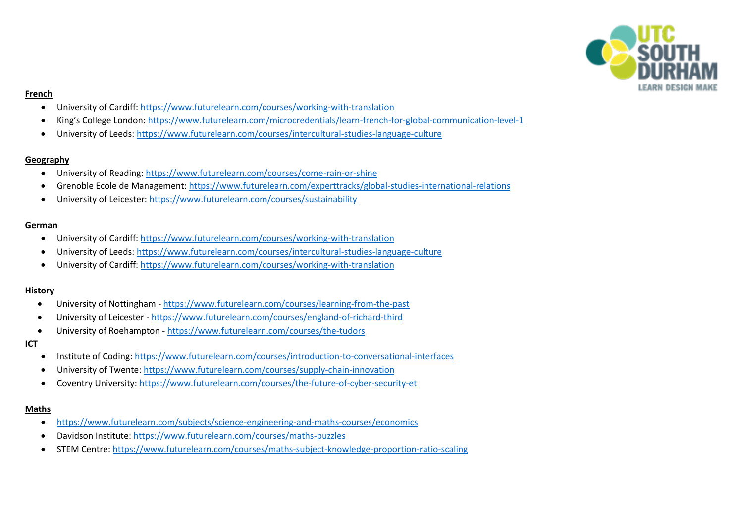**French**

- University of Cardiff: https://www.futurelearn.com/courses/working-with-translation
- King's College London: https://www.futurelearn.com/microcredentials/learn-french-for-global-communication-level-1
- University of Leeds: https://www.futurelearn.com/courses/intercultural-studies-language-culture

**Geography**

- University of Reading: https://www.futurelearn.com/courses/come-rain-or-shine
- Grenoble Ecole de Management: https://www.futurelearn.com/experttracks/global-studies-international-relations
- University of Leicester: https://www.futurelearn.com/courses/sustainability

**German**

- University of Cardiff: https://www.futurelearn.com/courses/working-with-translation
- University of Leeds: https://www.futurelearn.com/courses/intercultural-studies-language-culture
- University of Cardiff: https://www.futurelearn.com/courses/working-with-translation

**History**

- University of Nottingham - https://www.futurelearn.com/courses/learning-from-the-past
- University of Leicester - https://www.futurelearn.com/courses/england-of-richard-third
- University of Roehampton - https://www.futurelearn.com/courses/the-tudors

**ICT**

- Institute of Coding: https://www.futurelearn.com/courses/introduction-to-conversational-interfaces
- University of Twente: https://www.futurelearn.com/courses/supply-chain-innovation
- Coventry University: https://www.futurelearn.com/courses/the-future-of-cyber-security-et

**Maths**

- https://www.futurelearn.com/subjects/science-engineering-and-maths-courses/economics
- Davidson Institute: https://www.futurelearn.com/courses/maths-puzzles
- STEM Centre: https://www.futurelearn.com/courses/maths-subject-knowledge-proportion-ratio-scaling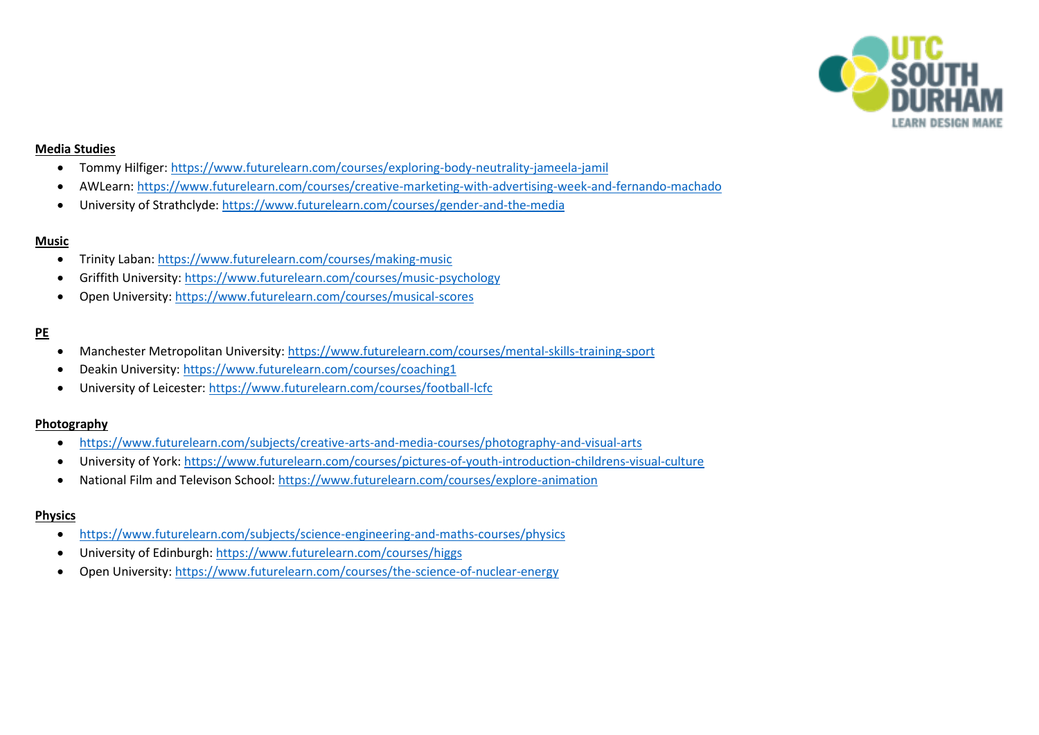**Media Studies**

- Tommy Hilfiger: https://www.futurelearn.com/courses/exploring-body-neutrality-jameela-jamil
- AWLearn: https://www.futurelearn.com/courses/creative-marketing-with-advertising-week-and-fernando-machado
- University of Strathclyde: https://www.futurelearn.com/courses/gender-and-the-media

**Music**

- Trinity Laban: https://www.futurelearn.com/courses/making-music
- Griffith University: https://www.futurelearn.com/courses/music-psychology
- Open University: https://www.futurelearn.com/courses/musical-scores

**PE**

- Manchester Metropolitan University: https://www.futurelearn.com/courses/mental-skills-training-sport
- Deakin University: https://www.futurelearn.com/courses/coaching1
- University of Leicester: https://www.futurelearn.com/courses/football-lcfc

**Photography**

- https://www.futurelearn.com/subjects/creative-arts-and-media-courses/photography-and-visual-arts
- University of York: https://www.futurelearn.com/courses/pictures-of-youth-introduction-childrens-visual-culture
- National Film and Televison School: https://www.futurelearn.com/courses/explore-animation

**Physics**

- https://www.futurelearn.com/subjects/science-engineering-and-maths-courses/physics
- University of Edinburgh: https://www.futurelearn.com/courses/higgs
- Open University: https://www.futurelearn.com/courses/the-science-of-nuclear-energy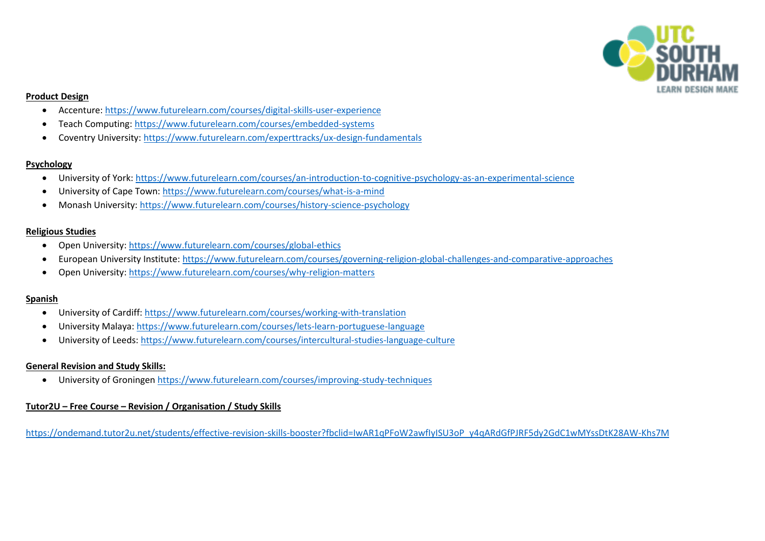**Product Design**

- Accenture: https://www.futurelearn.com/courses/digital-skills-user-experience
- Teach Computing: https://www.futurelearn.com/courses/embedded-systems
- Coventry University: https://www.futurelearn.com/experttracks/ux-design-fundamentals

**Psychology**

- University of York: https://www.futurelearn.com/courses/an-introduction-to-cognitive-psychology-as-an-experimental-science
- University of Cape Town: https://www.futurelearn.com/courses/what-is-a-mind
- Monash University: https://www.futurelearn.com/courses/history-science-psychology

**Religious Studies**

- Open University: https://www.futurelearn.com/courses/global-ethics
- European University Institute: https://www.futurelearn.com/courses/governing-religion-global-challenges-and-comparative-approaches
- Open University: https://www.futurelearn.com/courses/why-religion-matters

**Spanish**

- University of Cardiff: https://www.futurelearn.com/courses/working-with-translation
- University Malaya: https://www.futurelearn.com/courses/lets-learn-portuguese-language
- University of Leeds: https://www.futurelearn.com/courses/intercultural-studies-language-culture

**General Revision and Study Skills:**

- University of Groningen https://www.futurelearn.com/courses/improving-study-techniques

**Tutor2U – Free Course – Revision / Organisation / Study Skills**

https://ondemand.tutor2u.net/students/effective-revision-skills-booster?fbclid=IwAR1qPFoW2awfIyISU3oP_y4qARdGfPJRF5dy2GdC1wMYssDtK28AW-Khs7M